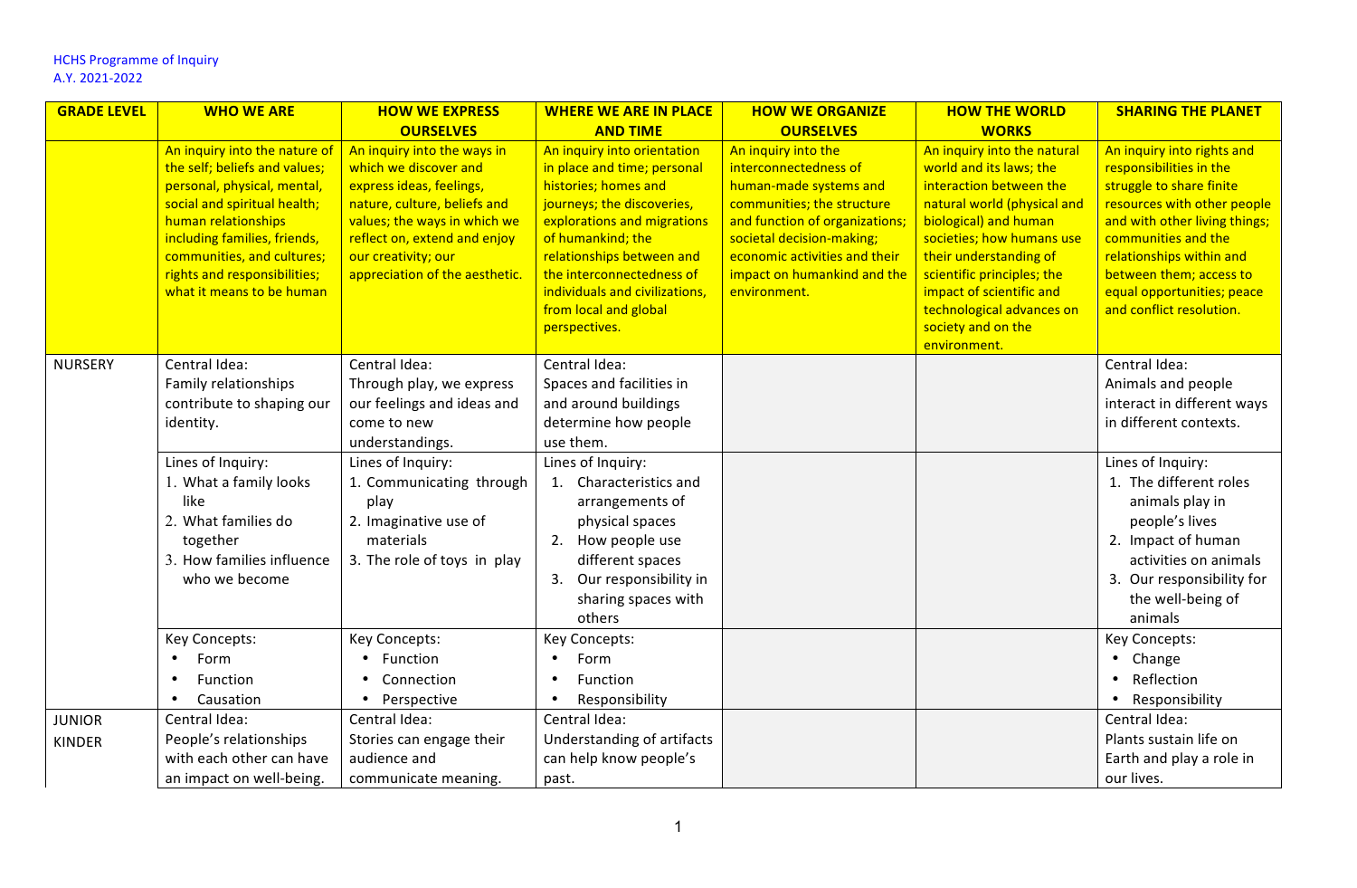HCHS Programme of Inquiry
A.Y. 2021-2022

| GRADE LEVEL | WHO WE ARE | HOW WE EXPRESS OURSELVES | WHERE WE ARE IN PLACE AND TIME | HOW WE ORGANIZE OURSELVES | HOW THE WORLD WORKS | SHARING THE PLANET |
|---|---|---|---|---|---|---|
| | An inquiry into the nature of the self; beliefs and values; personal, physical, mental, social and spiritual health; human relationships including families, friends, communities, and cultures; rights and responsibilities; what it means to be human | An inquiry into the ways in which we discover and express ideas, feelings, nature, culture, beliefs and values; the ways in which we reflect on, extend and enjoy our creativity; our appreciation of the aesthetic. | An inquiry into orientation in place and time; personal histories; homes and journeys; the discoveries, explorations and migrations of humankind; the relationships between and the interconnectedness of individuals and civilizations, from local and global perspectives. | An inquiry into the interconnectedness of human-made systems and communities; the structure and function of organizations; societal decision-making; economic activities and their impact on humankind and the environment. | An inquiry into the natural world and its laws; the interaction between the natural world (physical and biological) and human societies; how humans use their understanding of scientific principles; the impact of scientific and technological advances on society and on the environment. | An inquiry into rights and responsibilities in the struggle to share finite resources with other people and with other living things; communities and the relationships within and between them; access to equal opportunities; peace and conflict resolution. |
| NURSERY | Central Idea:<br>Family relationships contribute to shaping our identity. | Central Idea:<br>Through play, we express our feelings and ideas and come to new understandings. | Central Idea:<br>Spaces and facilities in and around buildings determine how people use them. | | | Central Idea:<br>Animals and people interact in different ways in different contexts. |
| | Lines of Inquiry:<br>1. What a family looks like<br>2. What families do together<br>3. How families influence who we become | Lines of Inquiry:<br>1. Communicating through play<br>2. Imaginative use of materials<br>3. The role of toys in play | Lines of Inquiry:<br>1. Characteristics and arrangements of physical spaces<br>2. How people use different spaces<br>3. Our responsibility in sharing spaces with others | | | Lines of Inquiry:<br>1. The different roles animals play in people's lives<br>2. Impact of human activities on animals<br>3. Our responsibility for the well-being of animals |
| | Key Concepts:<br>• Form<br>• Function<br>• Causation | Key Concepts:<br>• Function<br>• Connection<br>• Perspective | Key Concepts:<br>• Form<br>• Function<br>• Responsibility | | | Key Concepts:<br>• Change<br>• Reflection<br>• Responsibility |
| JUNIOR KINDER | Central Idea:<br>People's relationships with each other can have an impact on well-being. | Central Idea:<br>Stories can engage their audience and communicate meaning. | Central Idea:<br>Understanding of artifacts can help know people's past. | | | Central Idea:<br>Plants sustain life on Earth and play a role in our lives. |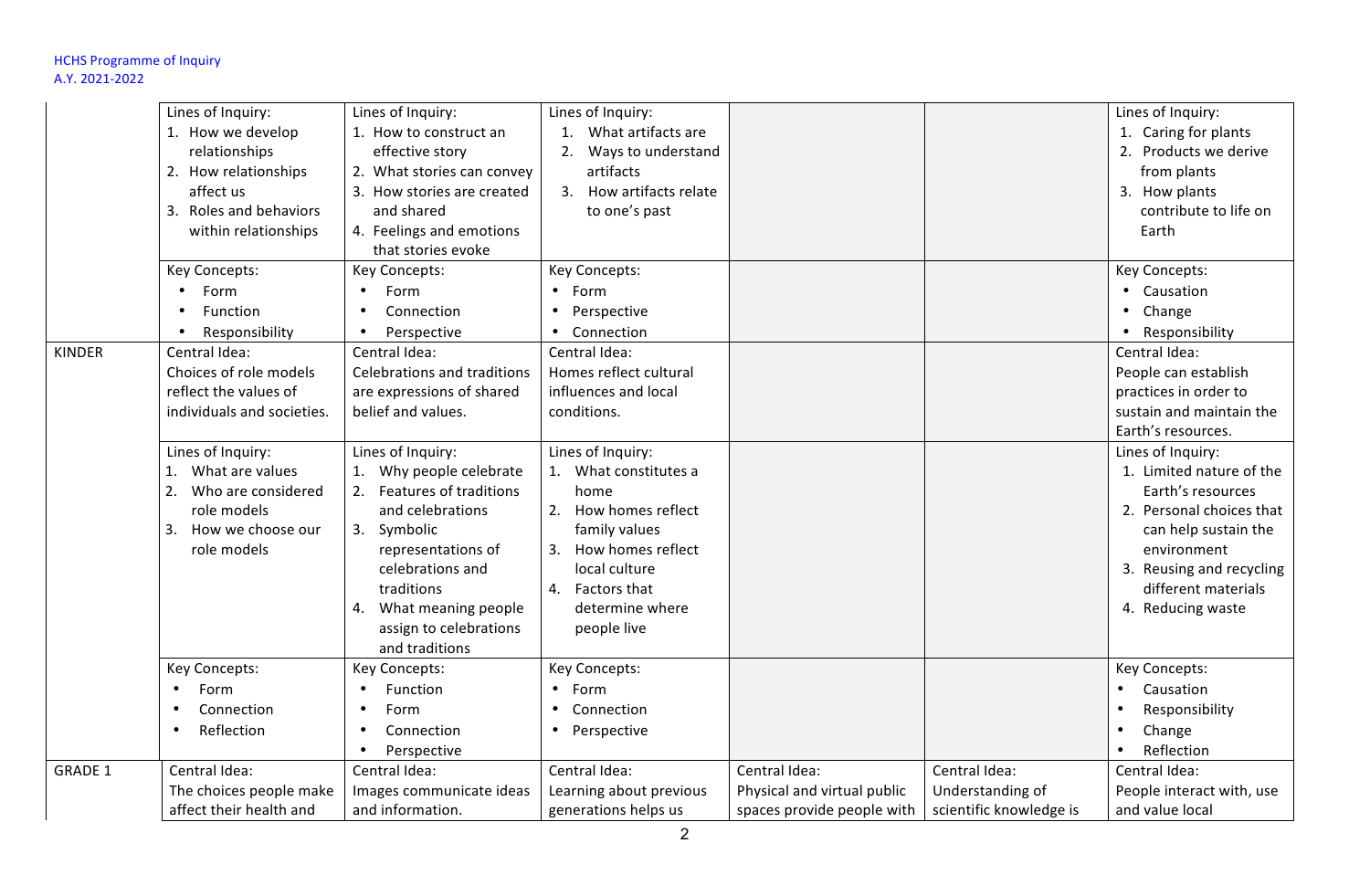| | | | | | | |
|---|---|---|---|---|---|---|
| | Lines of Inquiry: 1. How we develop relationships 2. How relationships affect us 3. Roles and behaviors within relationships | Lines of Inquiry: 1. How to construct an effective story 2. What stories can convey 3. How stories are created and shared 4. Feelings and emotions that stories evoke | Lines of Inquiry: 1. What artifacts are 2. Ways to understand artifacts 3. How artifacts relate to one's past | | | Lines of Inquiry: 1. Caring for plants 2. Products we derive from plants 3. How plants contribute to life on Earth |
| | Key Concepts: • Form • Function • Responsibility | Key Concepts: • Form • Connection • Perspective | Key Concepts: • Form • Perspective • Connection | | | Key Concepts: • Causation • Change • Responsibility |
| KINDER | Central Idea: Choices of role models reflect the values of individuals and societies. | Central Idea: Celebrations and traditions are expressions of shared belief and values. | Central Idea: Homes reflect cultural influences and local conditions. | | | Central Idea: People can establish practices in order to sustain and maintain the Earth's resources. |
| | Lines of Inquiry: 1. What are values 2. Who are considered role models 3. How we choose our role models | Lines of Inquiry: 1. Why people celebrate 2. Features of traditions and celebrations 3. Symbolic representations of celebrations and traditions 4. What meaning people assign to celebrations and traditions | Lines of Inquiry: 1. What constitutes a home 2. How homes reflect family values 3. How homes reflect local culture 4. Factors that determine where people live | | | Lines of Inquiry: 1. Limited nature of the Earth's resources 2. Personal choices that can help sustain the environment 3. Reusing and recycling different materials 4. Reducing waste |
| | Key Concepts: • Form • Connection • Reflection | Key Concepts: • Function • Form • Connection • Perspective | Key Concepts: • Form • Connection • Perspective | | | Key Concepts: • Causation • Responsibility • Change • Reflection |
| GRADE 1 | Central Idea: The choices people make affect their health and | Central Idea: Images communicate ideas and information. | Central Idea: Learning about previous generations helps us | Central Idea: Physical and virtual public spaces provide people with | Central Idea: Understanding of scientific knowledge is | Central Idea: People interact with, use and value local |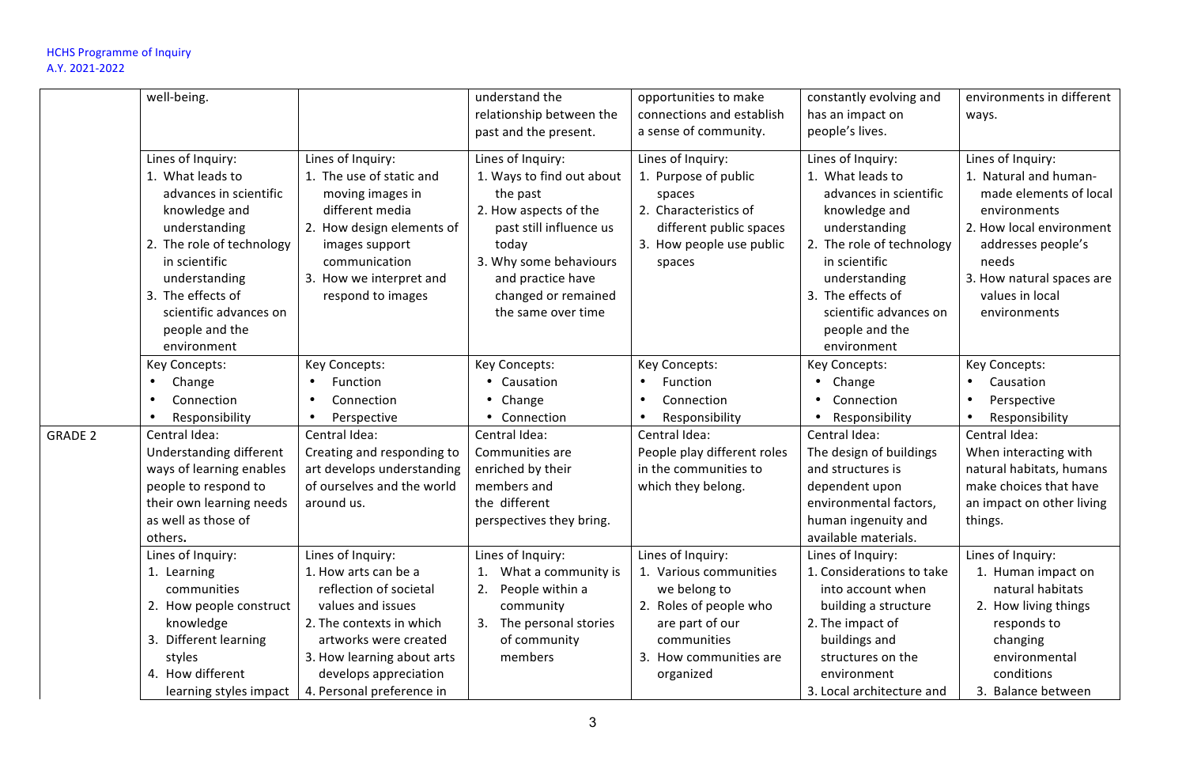| | | | | | | |
|---|---|---|---|---|---|---|
| | well-being. | | understand the relationship between the past and the present. | opportunities to make connections and establish a sense of community. | constantly evolving and has an impact on people's lives. | environments in different ways. |
| | Lines of Inquiry:<br>1. What leads to advances in scientific knowledge and understanding<br>2. The role of technology in scientific understanding<br>3. The effects of scientific advances on people and the environment | Lines of Inquiry:<br>1. The use of static and moving images in different media<br>2. How design elements of images support communication<br>3. How we interpret and respond to images | Lines of Inquiry:<br>1. Ways to find out about the past<br>2. How aspects of the past still influence us today<br>3. Why some behaviours and practice have changed or remained the same over time | Lines of Inquiry:<br>1. Purpose of public spaces<br>2. Characteristics of different public spaces<br>3. How people use public spaces | Lines of Inquiry:<br>1. What leads to advances in scientific knowledge and understanding<br>2. The role of technology in scientific understanding<br>3. The effects of scientific advances on people and the environment | Lines of Inquiry:<br>1. Natural and human-made elements of local environments<br>2. How local environment addresses people's needs<br>3. How natural spaces are values in local environments |
| | Key Concepts:<br>• Change<br>• Connection<br>• Responsibility | Key Concepts:<br>• Function<br>• Connection<br>• Perspective | Key Concepts:<br>• Causation<br>• Change<br>• Connection | Key Concepts:<br>• Function<br>• Connection<br>• Responsibility | Key Concepts:<br>• Change<br>• Connection<br>• Responsibility | Key Concepts:<br>• Causation<br>• Perspective<br>• Responsibility |
| GRADE 2 | Central Idea:<br>Understanding different ways of learning enables people to respond to their own learning needs as well as those of others**.** | Central Idea:<br>Creating and responding to art develops understanding of ourselves and the world around us. | Central Idea:<br>Communities are enriched by their members and the different perspectives they bring. | Central Idea:<br>People play different roles in the communities to which they belong. | Central Idea:<br>The design of buildings and structures is dependent upon environmental factors, human ingenuity and available materials. | Central Idea:<br>When interacting with natural habitats, humans make choices that have an impact on other living things. |
| | Lines of Inquiry:<br>1. Learning communities<br>2. How people construct knowledge<br>3. Different learning styles<br>4. How different learning styles impact | Lines of Inquiry:<br>1. How arts can be a reflection of societal values and issues<br>2. The contexts in which artworks were created<br>3. How learning about arts develops appreciation<br>4. Personal preference in | Lines of Inquiry:<br>1. What a community is<br>2. People within a community<br>3. The personal stories of community members | Lines of Inquiry:<br>1. Various communities we belong to<br>2. Roles of people who are part of our communities<br>3. How communities are organized | Lines of Inquiry:<br>1. Considerations to take into account when building a structure<br>2. The impact of buildings and structures on the environment<br>3. Local architecture and | Lines of Inquiry:<br>1. Human impact on natural habitats<br>2. How living things responds to changing environmental conditions<br>3. Balance between |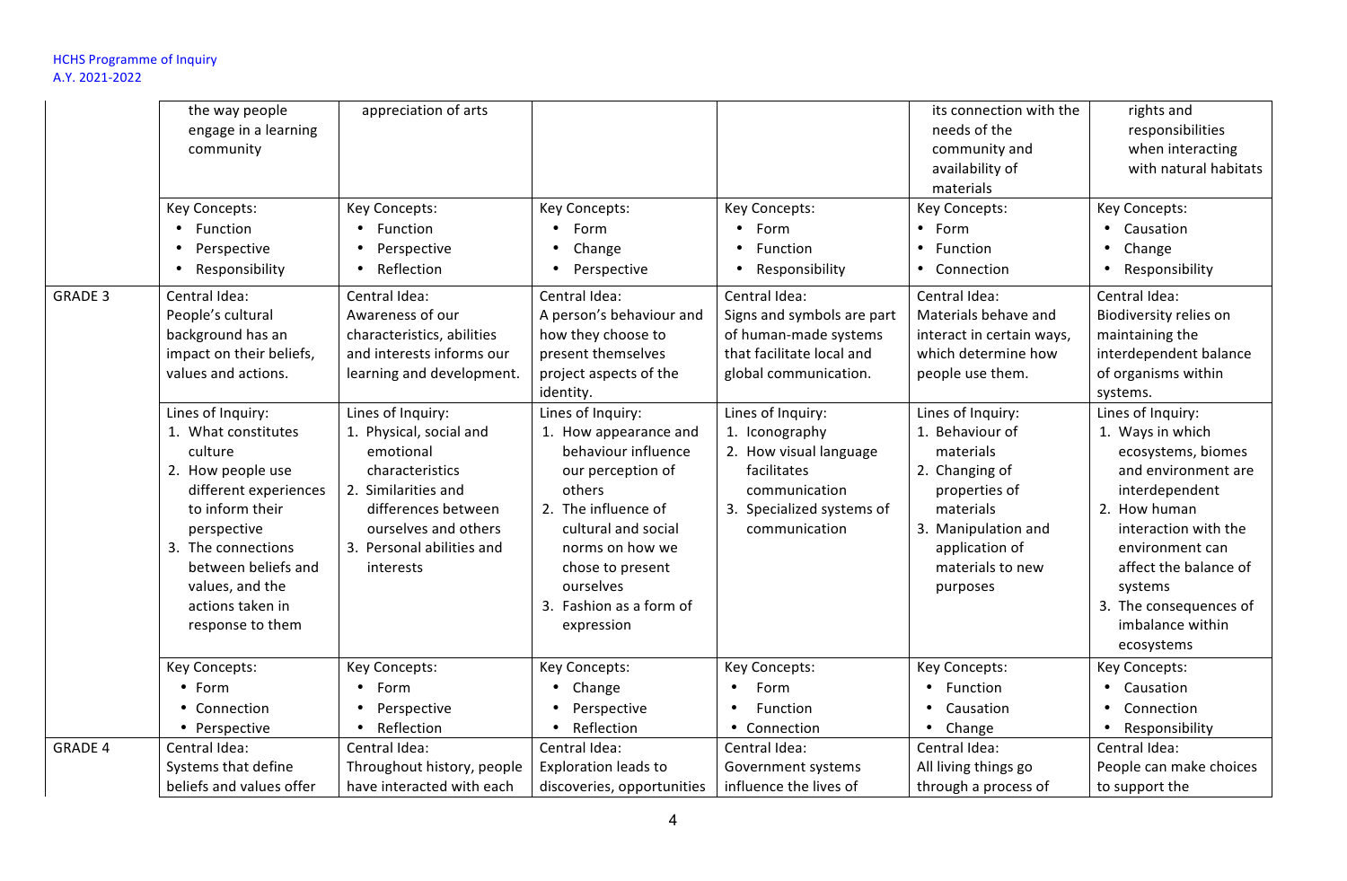| | | | | | | |
|---|---|---|---|---|---|---|
| | the way people engage in a learning community | appreciation of arts | | | its connection with the needs of the community and availability of materials | rights and responsibilities when interacting with natural habitats |
| | Key Concepts:<br>• Function<br>• Perspective<br>• Responsibility | Key Concepts:<br>• Function<br>• Perspective<br>• Reflection | Key Concepts:<br>• Form<br>• Change<br>• Perspective | Key Concepts:<br>• Form<br>• Function<br>• Responsibility | Key Concepts:<br>• Form<br>• Function<br>• Connection | Key Concepts:<br>• Causation<br>• Change<br>• Responsibility |
| GRADE 3 | Central Idea:<br>People's cultural background has an impact on their beliefs, values and actions. | Central Idea:<br>Awareness of our characteristics, abilities and interests informs our learning and development. | Central Idea:<br>A person's behaviour and how they choose to present themselves project aspects of the identity. | Central Idea:<br>Signs and symbols are part of human-made systems that facilitate local and global communication. | Central Idea:<br>Materials behave and interact in certain ways, which determine how people use them. | Central Idea:<br>Biodiversity relies on maintaining the interdependent balance of organisms within systems. |
| | Lines of Inquiry:<br>1. What constitutes culture<br>2. How people use different experiences to inform their perspective<br>3. The connections between beliefs and values, and the actions taken in response to them | Lines of Inquiry:<br>1. Physical, social and emotional characteristics<br>2. Similarities and differences between ourselves and others<br>3. Personal abilities and interests | Lines of Inquiry:<br>1. How appearance and behaviour influence our perception of others<br>2. The influence of cultural and social norms on how we chose to present ourselves<br>3. Fashion as a form of expression | Lines of Inquiry:<br>1. Iconography<br>2. How visual language facilitates communication<br>3. Specialized systems of communication | Lines of Inquiry:<br>1. Behaviour of materials<br>2. Changing of properties of materials<br>3. Manipulation and application of materials to new purposes | Lines of Inquiry:<br>1. Ways in which ecosystems, biomes and environment are interdependent<br>2. How human interaction with the environment can affect the balance of systems<br>3. The consequences of imbalance within ecosystems |
| | Key Concepts:<br>• Form<br>• Connection<br>• Perspective | Key Concepts:<br>• Form<br>• Perspective<br>• Reflection | Key Concepts:<br>• Change<br>• Perspective<br>• Reflection | Key Concepts:<br>• Form<br>• Function<br>• Connection | Key Concepts:<br>• Function<br>• Causation<br>• Change | Key Concepts:<br>• Causation<br>• Connection<br>• Responsibility |
| GRADE 4 | Central Idea:<br>Systems that define beliefs and values offer | Central Idea:<br>Throughout history, people have interacted with each | Central Idea:<br>Exploration leads to discoveries, opportunities | Central Idea:<br>Government systems influence the lives of | Central Idea:<br>All living things go through a process of | Central Idea:<br>People can make choices to support the |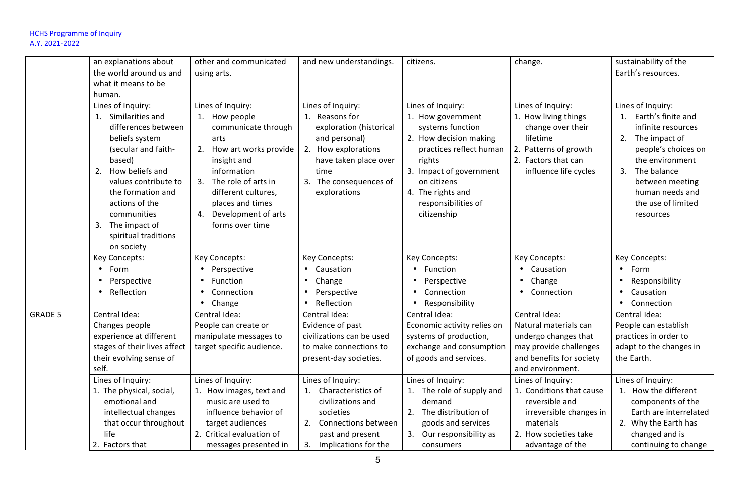| | | | | | | |
|---|---|---|---|---|---|---|
| | an explanations about the world around us and what it means to be human. | other and communicated using arts. | and new understandings. | citizens. | change. | sustainability of the Earth's resources. |
| | Lines of Inquiry:<br>1. Similarities and differences between beliefs system (secular and faith-based)<br>2. How beliefs and values contribute to the formation and actions of the communities<br>3. The impact of spiritual traditions on society | Lines of Inquiry:<br>1. How people communicate through arts<br>2. How art works provide insight and information<br>3. The role of arts in different cultures, places and times<br>4. Development of arts forms over time | Lines of Inquiry:<br>1. Reasons for exploration (historical and personal)<br>2. How explorations have taken place over time<br>3. The consequences of explorations | Lines of Inquiry:<br>1. How government systems function<br>2. How decision making practices reflect human rights<br>3. Impact of government on citizens<br>4. The rights and responsibilities of citizenship | Lines of Inquiry:<br>1. How living things change over their lifetime<br>2. Patterns of growth<br>2. Factors that can influence life cycles | Lines of Inquiry:<br>1. Earth's finite and infinite resources<br>2. The impact of people's choices on the environment<br>3. The balance between meeting human needs and the use of limited resources |
| | Key Concepts:<br>• Form<br>• Perspective<br>• Reflection | Key Concepts:<br>• Perspective<br>• Function<br>• Connection<br>• Change | Key Concepts:<br>• Causation<br>• Change<br>• Perspective<br>• Reflection | Key Concepts:<br>• Function<br>• Perspective<br>• Connection<br>• Responsibility | Key Concepts:<br>• Causation<br>• Change<br>• Connection | Key Concepts:<br>• Form<br>• Responsibility<br>• Causation<br>• Connection |
| GRADE 5 | Central Idea:<br>Changes people experience at different stages of their lives affect their evolving sense of self. | Central Idea:<br>People can create or manipulate messages to target specific audience. | Central Idea:<br>Evidence of past civilizations can be used to make connections to present-day societies. | Central Idea:<br>Economic activity relies on systems of production, exchange and consumption of goods and services. | Central Idea:<br>Natural materials can undergo changes that may provide challenges and benefits for society and environment. | Central Idea:<br>People can establish practices in order to adapt to the changes in the Earth. |
| | Lines of Inquiry:<br>1. The physical, social, emotional and intellectual changes that occur throughout life<br>2. Factors that | Lines of Inquiry:<br>1. How images, text and music are used to influence behavior of target audiences<br>2. Critical evaluation of messages presented in | Lines of Inquiry:<br>1. Characteristics of civilizations and societies<br>2. Connections between past and present<br>3. Implications for the | Lines of Inquiry:<br>1. The role of supply and demand<br>2. The distribution of goods and services<br>3. Our responsibility as consumers | Lines of Inquiry:<br>1. Conditions that cause reversible and irreversible changes in materials<br>2. How societies take advantage of the | Lines of Inquiry:<br>1. How the different components of the Earth are interrelated<br>2. Why the Earth has changed and is continuing to change |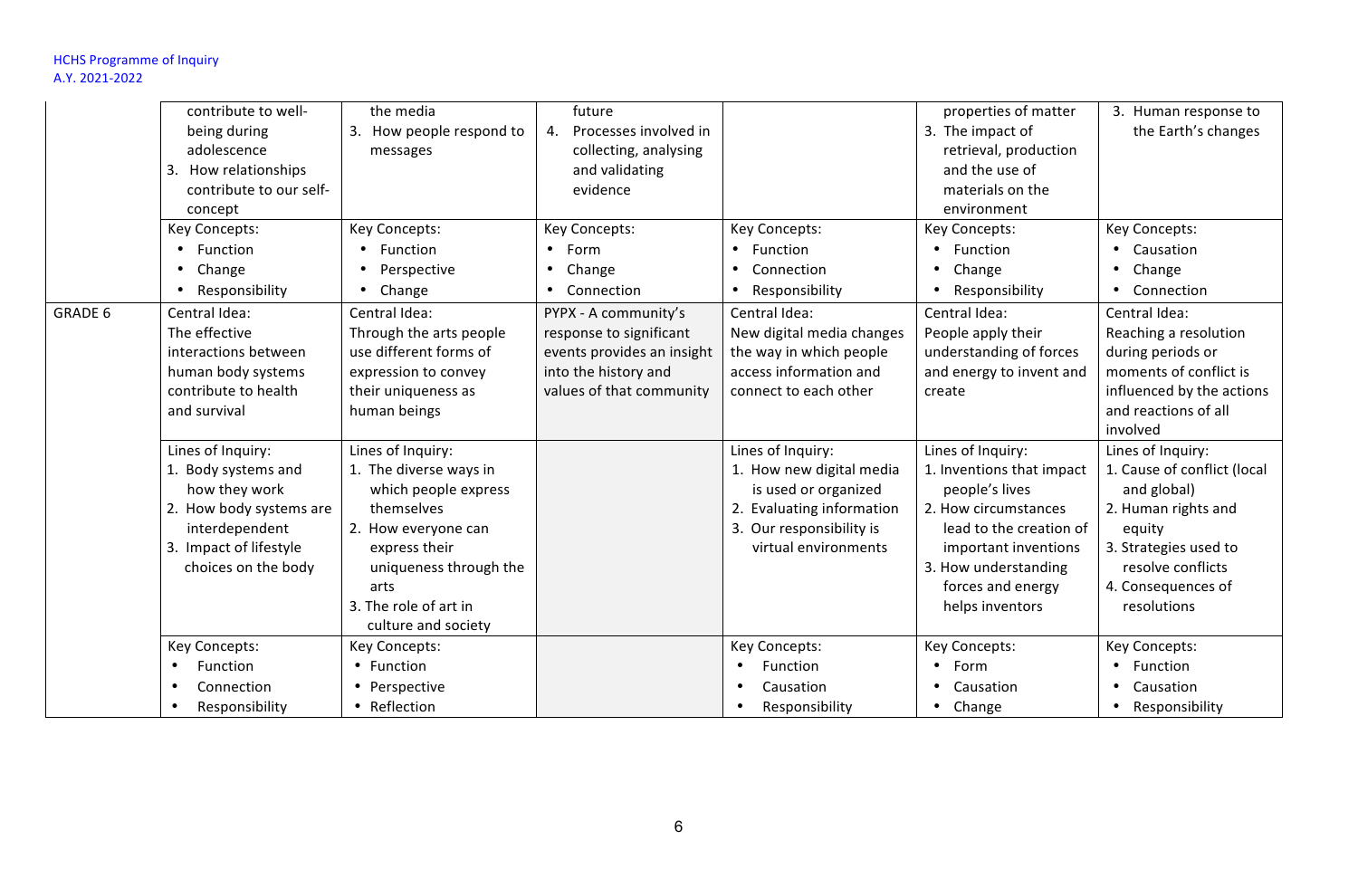| | | | | | | |
|---|---|---|---|---|---|---|
| | contribute to well-being during adolescence<br>3. How relationships contribute to our self-concept | the media<br>3. How people respond to messages | future<br>4. Processes involved in collecting, analysing and validating evidence | | properties of matter<br>3. The impact of retrieval, production and the use of materials on the environment | 3. Human response to the Earth's changes |
| | Key Concepts:<br>• Function<br>• Change<br>• Responsibility | Key Concepts:<br>• Function<br>• Perspective<br>• Change | Key Concepts:<br>• Form<br>• Change<br>• Connection | Key Concepts:<br>• Function<br>• Connection<br>• Responsibility | Key Concepts:<br>• Function<br>• Change<br>• Responsibility | Key Concepts:<br>• Causation<br>• Change<br>• Connection |
| GRADE 6 | Central Idea:<br>The effective interactions between human body systems contribute to health and survival | Central Idea:<br>Through the arts people use different forms of expression to convey their uniqueness as human beings | PYPX - A community's response to significant events provides an insight into the history and values of that community | Central Idea:<br>New digital media changes the way in which people access information and connect to each other | Central Idea:<br>People apply their understanding of forces and energy to invent and create | Central Idea:<br>Reaching a resolution during periods or moments of conflict is influenced by the actions and reactions of all involved |
| | Lines of Inquiry:<br>1. Body systems and how they work<br>2. How body systems are interdependent<br>3. Impact of lifestyle choices on the body | Lines of Inquiry:<br>1. The diverse ways in which people express themselves<br>2. How everyone can express their uniqueness through the arts<br>3. The role of art in culture and society | | Lines of Inquiry:<br>1. How new digital media is used or organized<br>2. Evaluating information<br>3. Our responsibility is virtual environments | Lines of Inquiry:<br>1. Inventions that impact people's lives<br>2. How circumstances lead to the creation of important inventions<br>3. How understanding forces and energy helps inventors | Lines of Inquiry:<br>1. Cause of conflict (local and global)<br>2. Human rights and equity<br>3. Strategies used to resolve conflicts<br>4. Consequences of resolutions |
| | Key Concepts:<br>• Function<br>• Connection<br>• Responsibility | Key Concepts:<br>• Function<br>• Perspective<br>• Reflection | | Key Concepts:<br>• Function<br>• Causation<br>• Responsibility | Key Concepts:<br>• Form<br>• Causation<br>• Change | Key Concepts:<br>• Function<br>• Causation<br>• Responsibility |